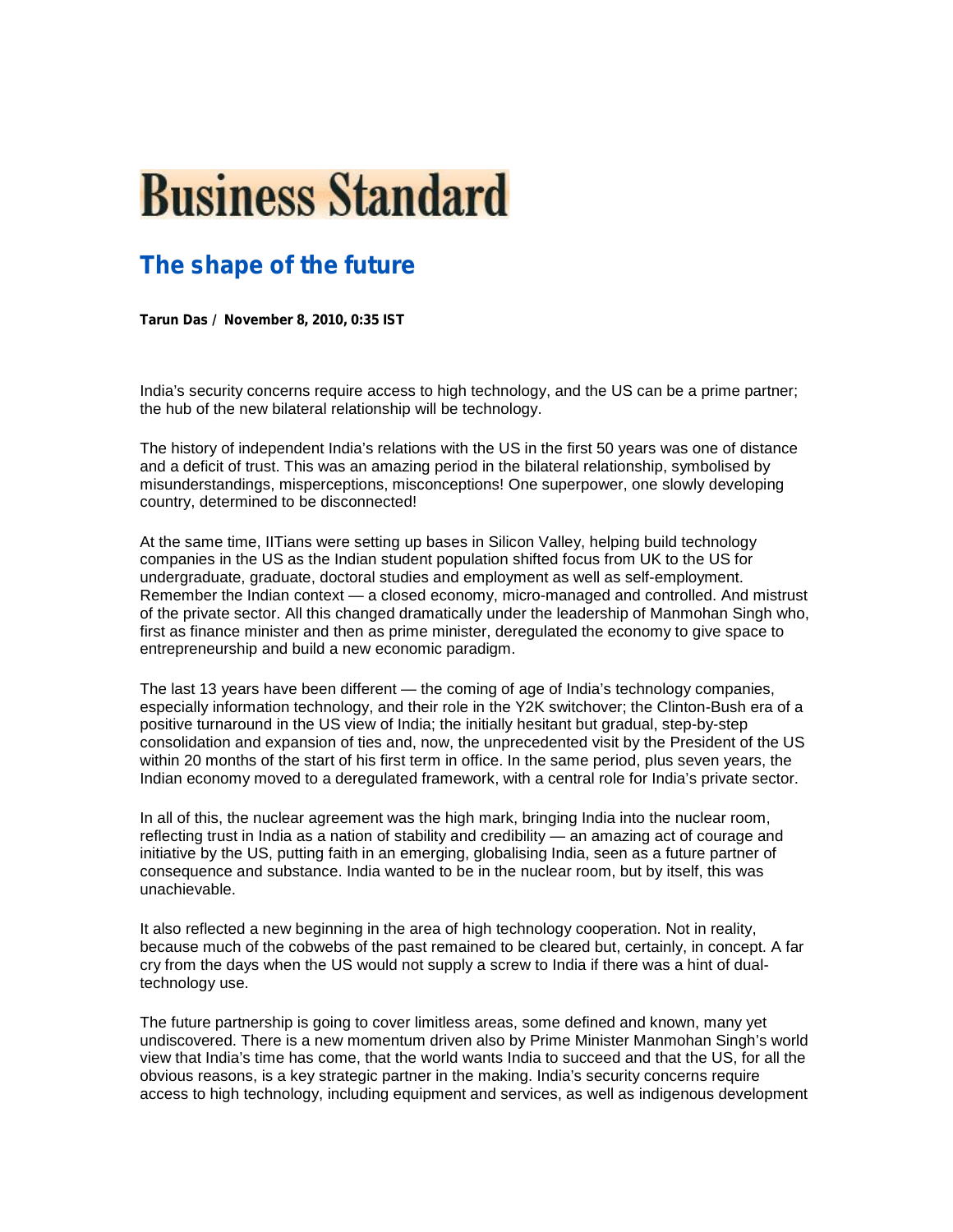# Business Standard

## The shape of the future

**Tarun Das / November 8, 2010, 0:35 IST**

India's security concerns require access to high technology, and the US can be a prime partner; the hub of the new bilateral relationship will be technology.

The history of independent India's relations with the US in the first 50 years was one of distance and a deficit of trust. This was an amazing period in the bilateral relationship, symbolised by misunderstandings, misperceptions, misconceptions! One superpower, one slowly developing country, determined to be disconnected!

At the same time, IITians were setting up bases in Silicon Valley, helping build technology companies in the US as the Indian student population shifted focus from UK to the US for undergraduate, graduate, doctoral studies and employment as well as self-employment. Remember the Indian context — a closed economy, micro-managed and controlled. And mistrust of the private sector. All this changed dramatically under the leadership of Manmohan Singh who, first as finance minister and then as prime minister, deregulated the economy to give space to entrepreneurship and build a new economic paradigm.

The last 13 years have been different — the coming of age of India's technology companies, especially information technology, and their role in the Y2K switchover; the Clinton-Bush era of a positive turnaround in the US view of India; the initially hesitant but gradual, step-by-step consolidation and expansion of ties and, now, the unprecedented visit by the President of the US within 20 months of the start of his first term in office. In the same period, plus seven years, the Indian economy moved to a deregulated framework, with a central role for India's private sector.

In all of this, the nuclear agreement was the high mark, bringing India into the nuclear room, reflecting trust in India as a nation of stability and credibility — an amazing act of courage and initiative by the US, putting faith in an emerging, globalising India, seen as a future partner of consequence and substance. India wanted to be in the nuclear room, but by itself, this was unachievable.

It also reflected a new beginning in the area of high technology cooperation. Not in reality, because much of the cobwebs of the past remained to be cleared but, certainly, in concept. A far cry from the days when the US would not supply a screw to India if there was a hint of dual-technology use.

The future partnership is going to cover limitless areas, some defined and known, many yet undiscovered. There is a new momentum driven also by Prime Minister Manmohan Singh's world view that India's time has come, that the world wants India to succeed and that the US, for all the obvious reasons, is a key strategic partner in the making. India's security concerns require access to high technology, including equipment and services, as well as indigenous development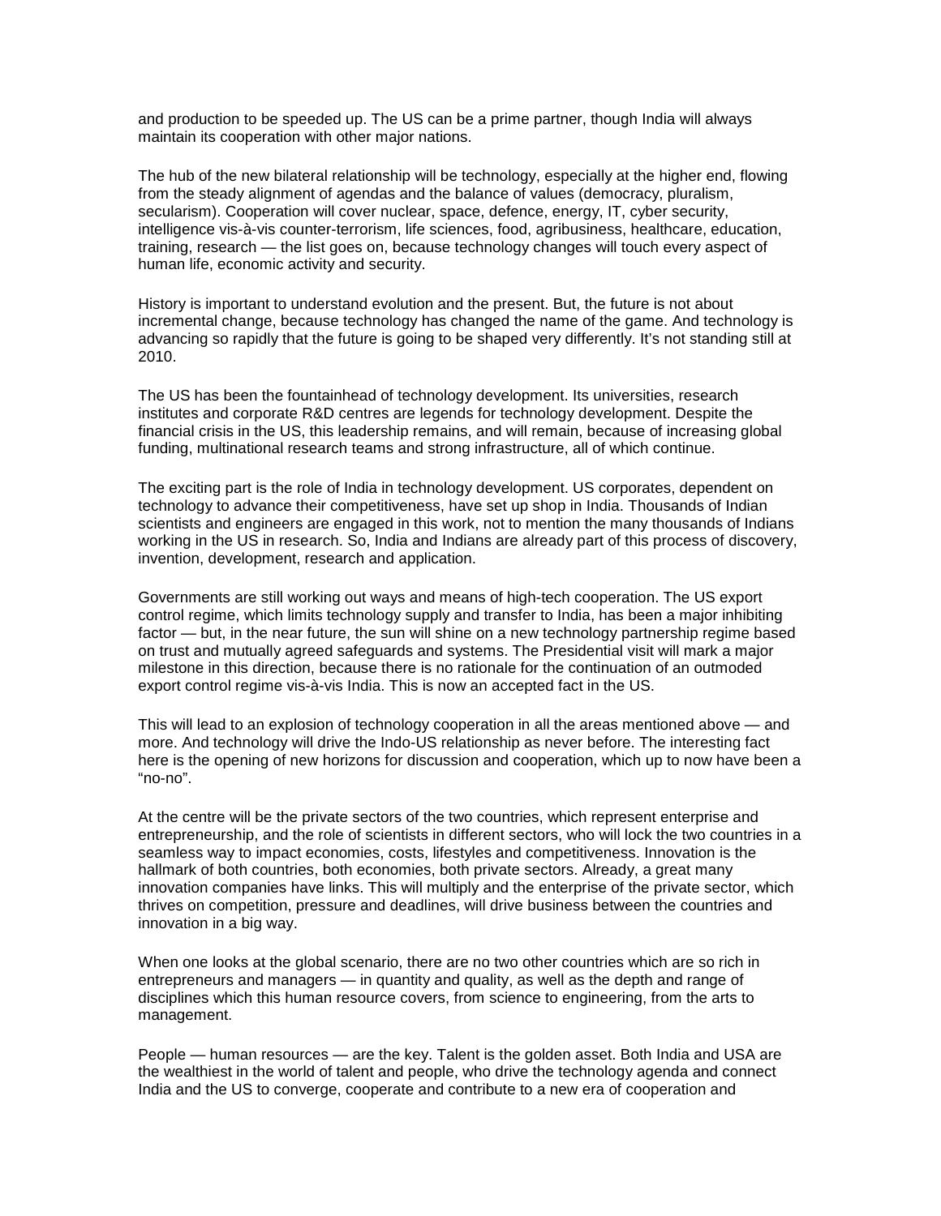and production to be speeded up. The US can be a prime partner, though India will always maintain its cooperation with other major nations.

The hub of the new bilateral relationship will be technology, especially at the higher end, flowing from the steady alignment of agendas and the balance of values (democracy, pluralism, secularism). Cooperation will cover nuclear, space, defence, energy, IT, cyber security, intelligence vis-à-vis counter-terrorism, life sciences, food, agribusiness, healthcare, education, training, research — the list goes on, because technology changes will touch every aspect of human life, economic activity and security.

History is important to understand evolution and the present. But, the future is not about incremental change, because technology has changed the name of the game. And technology is advancing so rapidly that the future is going to be shaped very differently. It's not standing still at 2010.

The US has been the fountainhead of technology development. Its universities, research institutes and corporate R&D centres are legends for technology development. Despite the financial crisis in the US, this leadership remains, and will remain, because of increasing global funding, multinational research teams and strong infrastructure, all of which continue.

The exciting part is the role of India in technology development. US corporates, dependent on technology to advance their competitiveness, have set up shop in India. Thousands of Indian scientists and engineers are engaged in this work, not to mention the many thousands of Indians working in the US in research. So, India and Indians are already part of this process of discovery, invention, development, research and application.

Governments are still working out ways and means of high-tech cooperation. The US export control regime, which limits technology supply and transfer to India, has been a major inhibiting factor — but, in the near future, the sun will shine on a new technology partnership regime based on trust and mutually agreed safeguards and systems. The Presidential visit will mark a major milestone in this direction, because there is no rationale for the continuation of an outmoded export control regime vis-à-vis India. This is now an accepted fact in the US.

This will lead to an explosion of technology cooperation in all the areas mentioned above — and more. And technology will drive the Indo-US relationship as never before. The interesting fact here is the opening of new horizons for discussion and cooperation, which up to now have been a "no-no".

At the centre will be the private sectors of the two countries, which represent enterprise and entrepreneurship, and the role of scientists in different sectors, who will lock the two countries in a seamless way to impact economies, costs, lifestyles and competitiveness. Innovation is the hallmark of both countries, both economies, both private sectors. Already, a great many innovation companies have links. This will multiply and the enterprise of the private sector, which thrives on competition, pressure and deadlines, will drive business between the countries and innovation in a big way.

When one looks at the global scenario, there are no two other countries which are so rich in entrepreneurs and managers — in quantity and quality, as well as the depth and range of disciplines which this human resource covers, from science to engineering, from the arts to management.

People — human resources — are the key. Talent is the golden asset. Both India and USA are the wealthiest in the world of talent and people, who drive the technology agenda and connect India and the US to converge, cooperate and contribute to a new era of cooperation and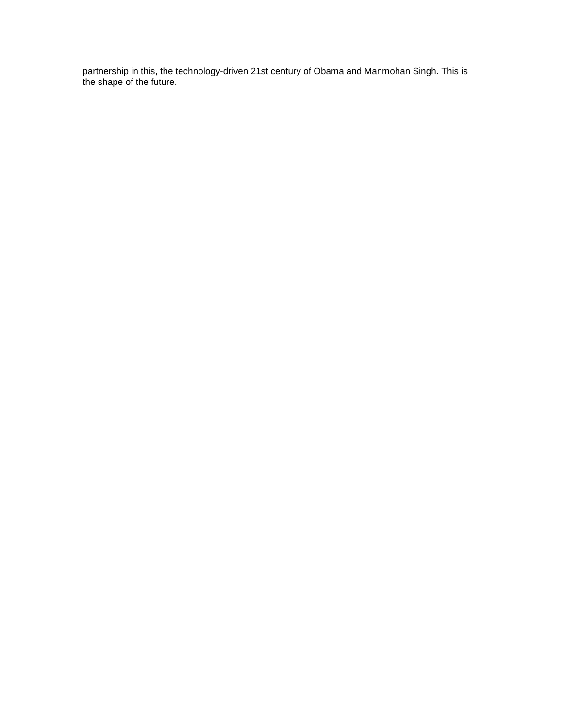partnership in this, the technology-driven 21st century of Obama and Manmohan Singh. This is the shape of the future.